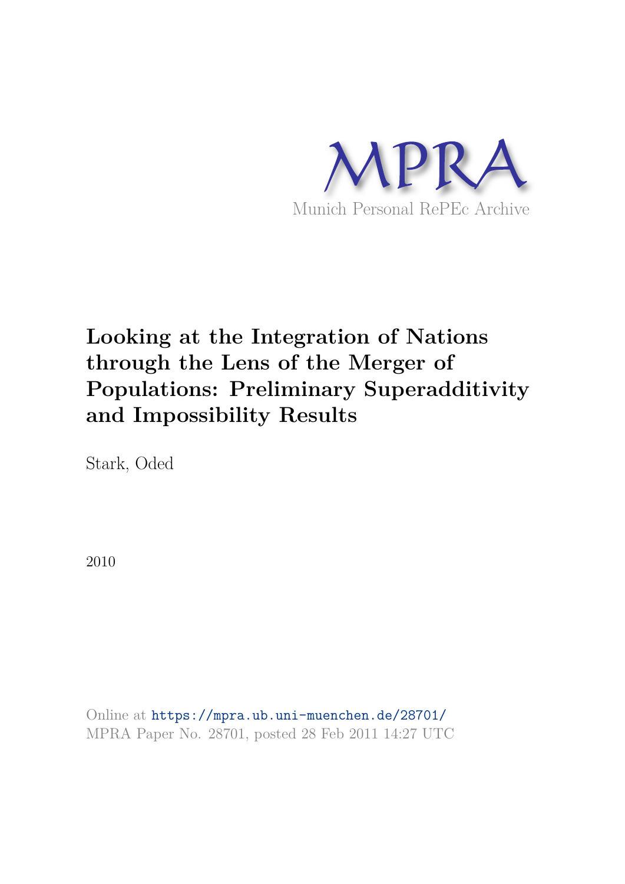MPRA

Munich Personal RePEc Archive

# Looking at the Integration of Nations through the Lens of the Merger of Populations: Preliminary Superadditivity and Impossibility Results

Stark, Oded

2010

Online at https://mpra.ub.uni-muenchen.de/28701/

MPRA Paper No. 28701, posted 28 Feb 2011 14:27 UTC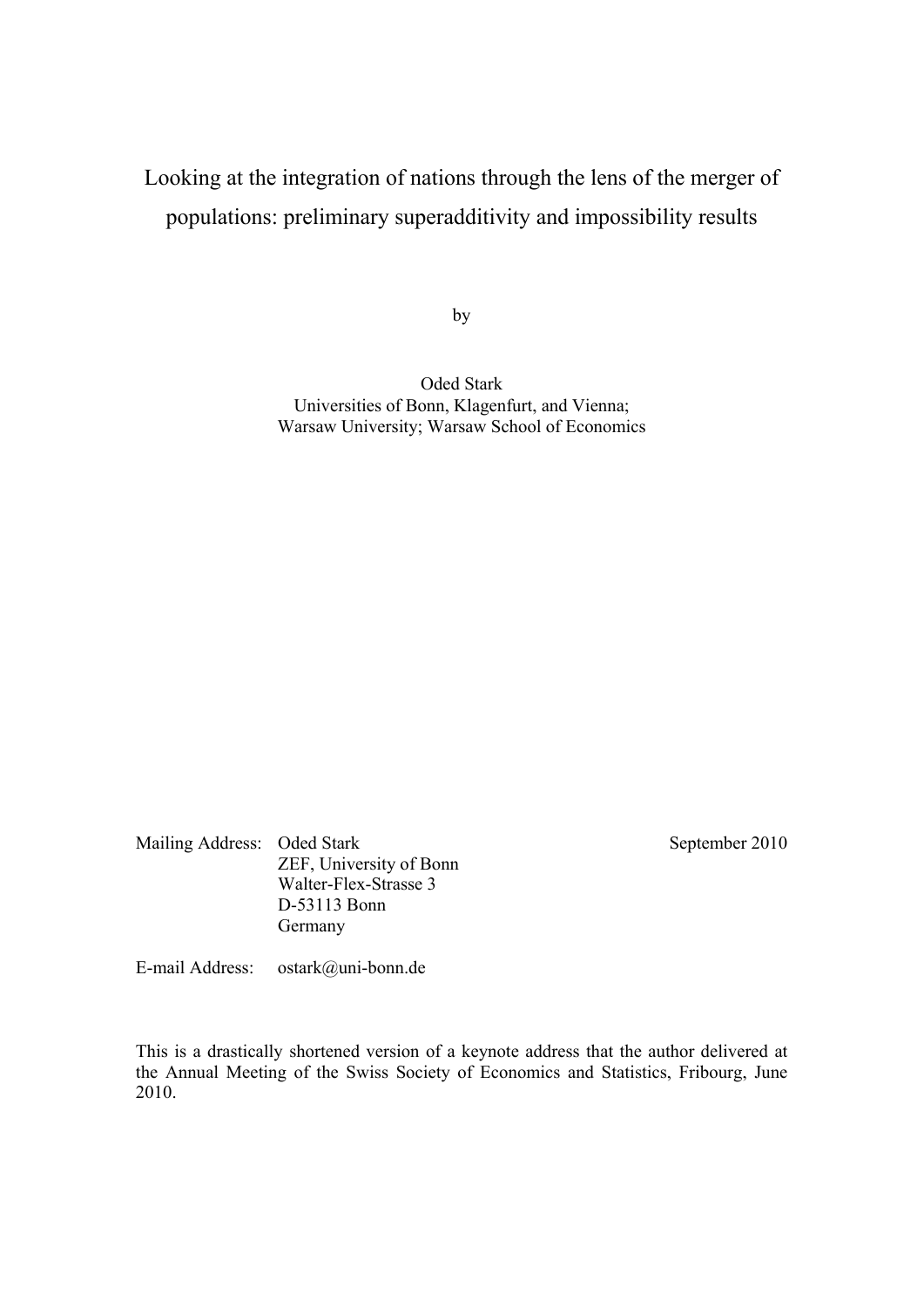# Looking at the integration of nations through the lens of the merger of populations: preliminary superadditivity and impossibility results

by

Oded Stark
Universities of Bonn, Klagenfurt, and Vienna;
Warsaw University; Warsaw School of Economics

Mailing Address: Oded Stark
ZEF, University of Bonn
Walter-Flex-Strasse 3
D-53113 Bonn
Germany

September 2010

E-mail Address: ostark@uni-bonn.de

This is a drastically shortened version of a keynote address that the author delivered at the Annual Meeting of the Swiss Society of Economics and Statistics, Fribourg, June 2010.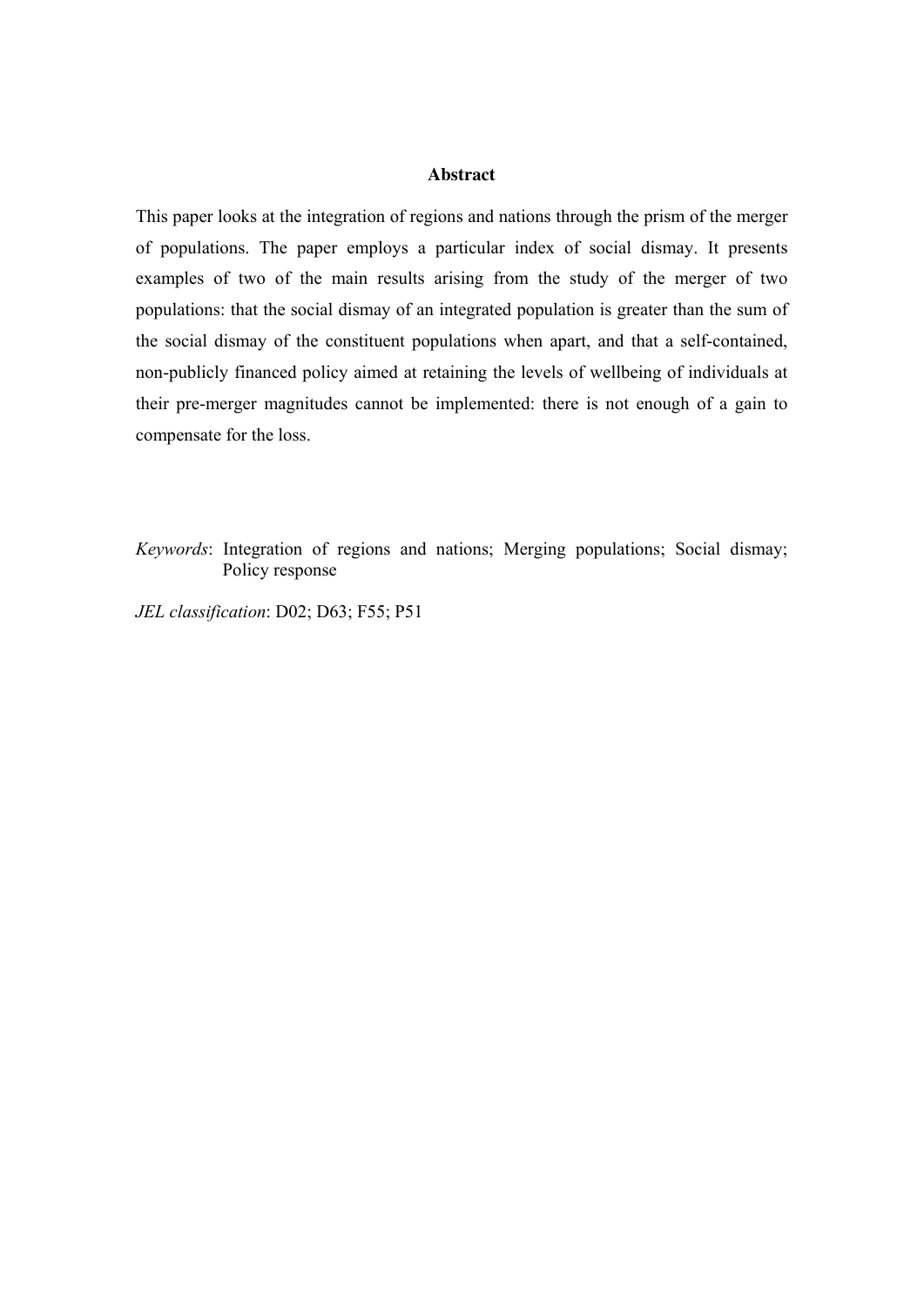## Abstract

This paper looks at the integration of regions and nations through the prism of the merger of populations. The paper employs a particular index of social dismay. It presents examples of two of the main results arising from the study of the merger of two populations: that the social dismay of an integrated population is greater than the sum of the social dismay of the constituent populations when apart, and that a self-contained, non-publicly financed policy aimed at retaining the levels of wellbeing of individuals at their pre-merger magnitudes cannot be implemented: there is not enough of a gain to compensate for the loss.

*Keywords*: Integration of regions and nations; Merging populations; Social dismay; Policy response

*JEL classification*: D02; D63; F55; P51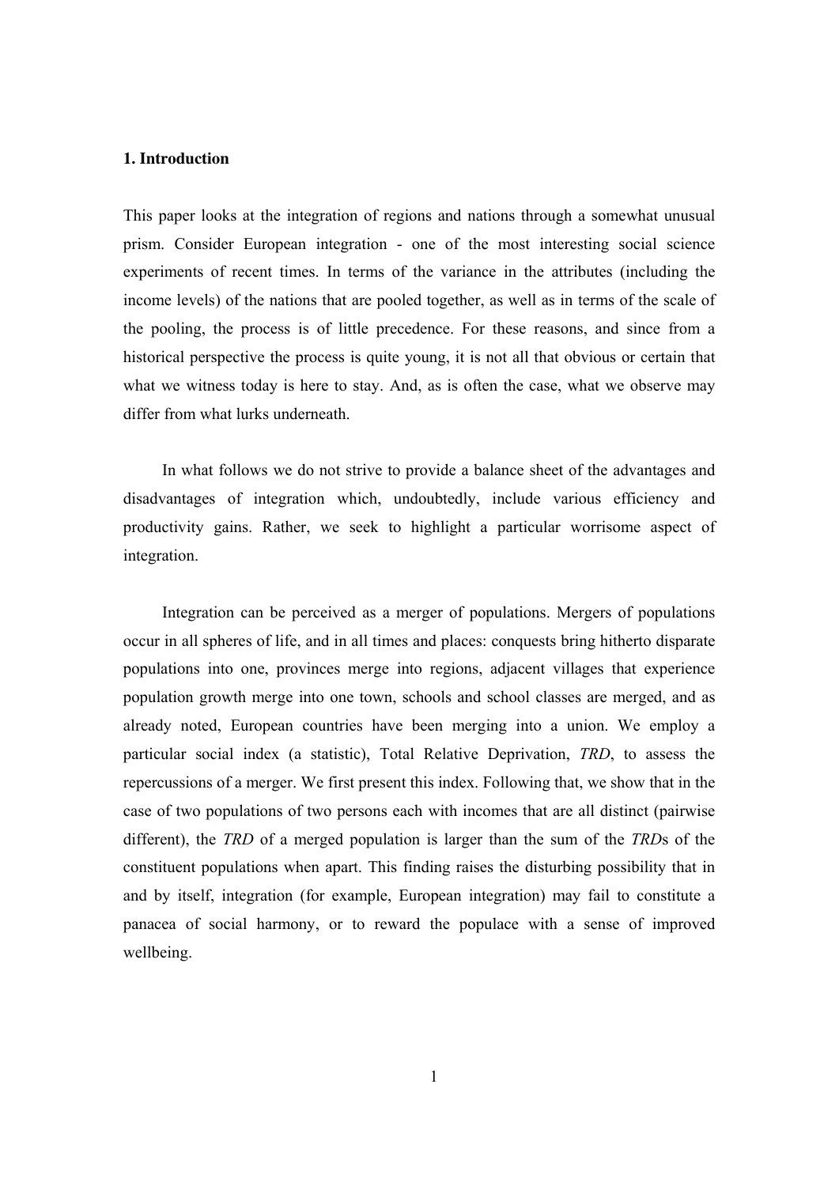## 1. Introduction

This paper looks at the integration of regions and nations through a somewhat unusual prism. Consider European integration - one of the most interesting social science experiments of recent times. In terms of the variance in the attributes (including the income levels) of the nations that are pooled together, as well as in terms of the scale of the pooling, the process is of little precedence. For these reasons, and since from a historical perspective the process is quite young, it is not all that obvious or certain that what we witness today is here to stay. And, as is often the case, what we observe may differ from what lurks underneath.

In what follows we do not strive to provide a balance sheet of the advantages and disadvantages of integration which, undoubtedly, include various efficiency and productivity gains. Rather, we seek to highlight a particular worrisome aspect of integration.

Integration can be perceived as a merger of populations. Mergers of populations occur in all spheres of life, and in all times and places: conquests bring hitherto disparate populations into one, provinces merge into regions, adjacent villages that experience population growth merge into one town, schools and school classes are merged, and as already noted, European countries have been merging into a union. We employ a particular social index (a statistic), Total Relative Deprivation, *TRD*, to assess the repercussions of a merger. We first present this index. Following that, we show that in the case of two populations of two persons each with incomes that are all distinct (pairwise different), the *TRD* of a merged population is larger than the sum of the *TRD*s of the constituent populations when apart. This finding raises the disturbing possibility that in and by itself, integration (for example, European integration) may fail to constitute a panacea of social harmony, or to reward the populace with a sense of improved wellbeing.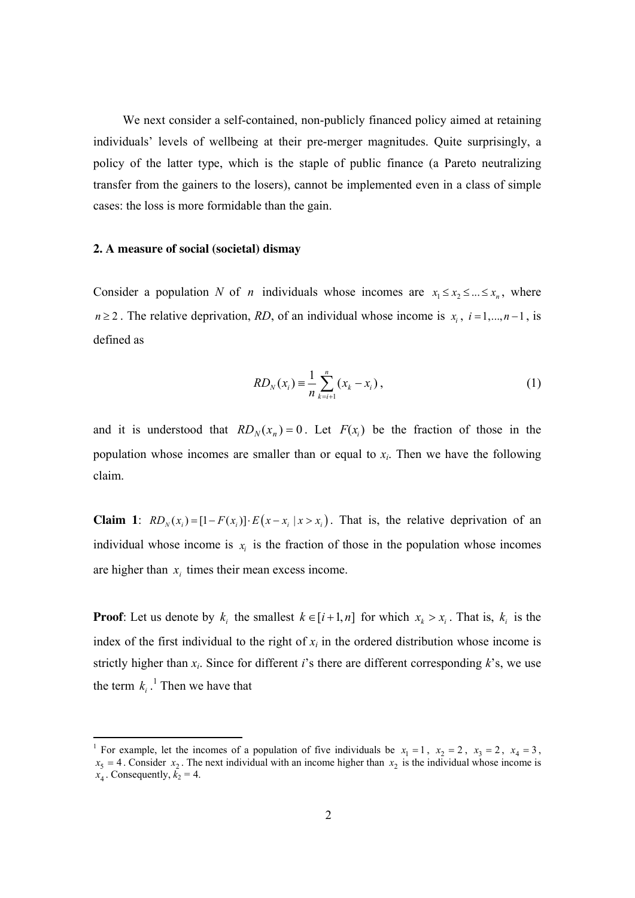We next consider a self-contained, non-publicly financed policy aimed at retaining individuals' levels of wellbeing at their pre-merger magnitudes. Quite surprisingly, a policy of the latter type, which is the staple of public finance (a Pareto neutralizing transfer from the gainers to the losers), cannot be implemented even in a class of simple cases: the loss is more formidable than the gain.

## 2. A measure of social (societal) dismay

Consider a population $N$ of $n$ individuals whose incomes are $x_1 \leq x_2 \leq ... \leq x_n$, where $n \geq 2$. The relative deprivation, $RD$, of an individual whose income is $x_i$, $i = 1,...,n-1$, is defined as

$$RD_N(x_i) \equiv \frac{1}{n} \sum_{k=i+1}^{n} (x_k - x_i), \tag{1}$$

and it is understood that $RD_N(x_n) = 0$. Let $F(x_i)$ be the fraction of those in the population whose incomes are smaller than or equal to $x_i$. Then we have the following claim.

**Claim 1**: $RD_N(x_i) = [1 - F(x_i)] \cdot E(x - x_i \mid x > x_i)$. That is, the relative deprivation of an individual whose income is $x_i$ is the fraction of those in the population whose incomes are higher than $x_i$ times their mean excess income.

**Proof**: Let us denote by $k_i$ the smallest $k \in [i+1, n]$ for which $x_k > x_i$. That is, $k_i$ is the index of the first individual to the right of $x_i$ in the ordered distribution whose income is strictly higher than $x_i$. Since for different $i$'s there are different corresponding $k$'s, we use the term $k_i$.[1] Then we have that

[1] For example, let the incomes of a population of five individuals be $x_1 = 1$, $x_2 = 2$, $x_3 = 2$, $x_4 = 3$, $x_5 = 4$. Consider $x_2$. The next individual with an income higher than $x_2$ is the individual whose income is $x_4$. Consequently, $k_2 = 4$.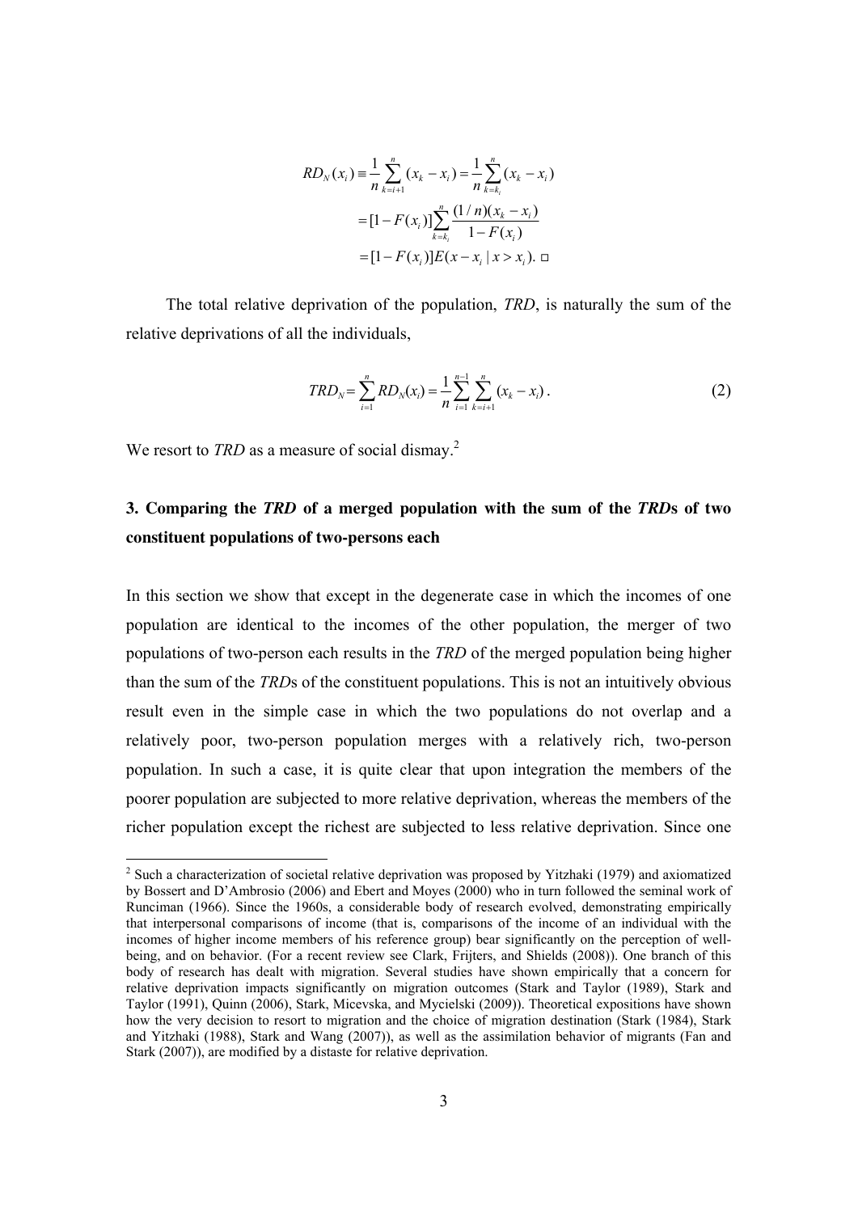$$
\begin{aligned}
RD_N(x_i) &\equiv \frac{1}{n}\sum_{k=i+1}^{n}(x_k - x_i) = \frac{1}{n}\sum_{k=k_i}^{n}(x_k - x_i) \\
&= [1 - F(x_i)]\sum_{k=k_i}^{n}\frac{(1/n)(x_k - x_i)}{1 - F(x_i)} \\
&= [1 - F(x_i)]E(x - x_i \mid x > x_i). \ \square
\end{aligned}
$$

The total relative deprivation of the population, *TRD*, is naturally the sum of the relative deprivations of all the individuals,

$$
TRD_N = \sum_{i=1}^{n} RD_N(x_i) = \frac{1}{n}\sum_{i=1}^{n-1}\sum_{k=i+1}^{n}(x_k - x_i). \tag{2}
$$

We resort to *TRD* as a measure of social dismay.[2]

## 3. Comparing the *TRD* of a merged population with the sum of the *TRD*s of two constituent populations of two-persons each

In this section we show that except in the degenerate case in which the incomes of one population are identical to the incomes of the other population, the merger of two populations of two-person each results in the *TRD* of the merged population being higher than the sum of the *TRD*s of the constituent populations. This is not an intuitively obvious result even in the simple case in which the two populations do not overlap and a relatively poor, two-person population merges with a relatively rich, two-person population. In such a case, it is quite clear that upon integration the members of the poorer population are subjected to more relative deprivation, whereas the members of the richer population except the richest are subjected to less relative deprivation. Since one

---

[2] Such a characterization of societal relative deprivation was proposed by Yitzhaki (1979) and axiomatized by Bossert and D'Ambrosio (2006) and Ebert and Moyes (2000) who in turn followed the seminal work of Runciman (1966). Since the 1960s, a considerable body of research evolved, demonstrating empirically that interpersonal comparisons of income (that is, comparisons of the income of an individual with the incomes of higher income members of his reference group) bear significantly on the perception of well-being, and on behavior. (For a recent review see Clark, Frijters, and Shields (2008)). One branch of this body of research has dealt with migration. Several studies have shown empirically that a concern for relative deprivation impacts significantly on migration outcomes (Stark and Taylor (1989), Stark and Taylor (1991), Quinn (2006), Stark, Micevska, and Mycielski (2009)). Theoretical expositions have shown how the very decision to resort to migration and the choice of migration destination (Stark (1984), Stark and Yitzhaki (1988), Stark and Wang (2007)), as well as the assimilation behavior of migrants (Fan and Stark (2007)), are modified by a distaste for relative deprivation.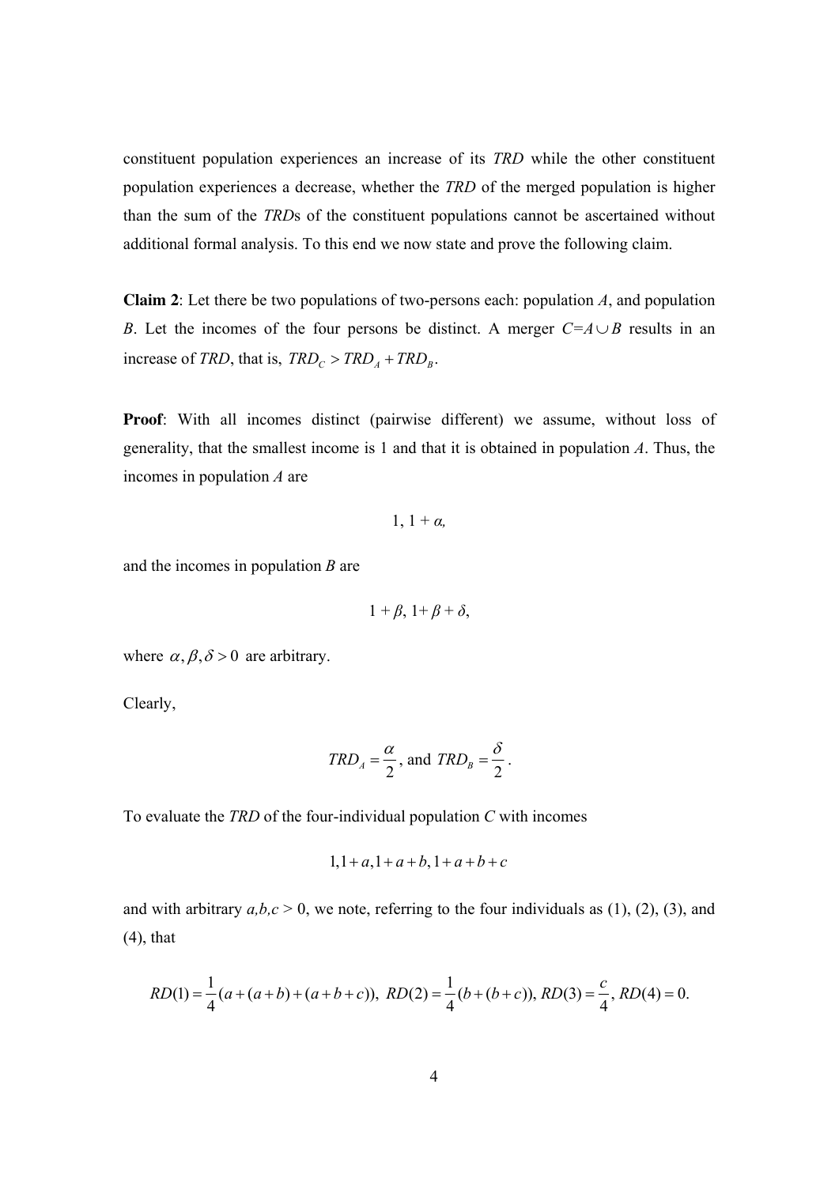constituent population experiences an increase of its *TRD* while the other constituent population experiences a decrease, whether the *TRD* of the merged population is higher than the sum of the *TRD*s of the constituent populations cannot be ascertained without additional formal analysis. To this end we now state and prove the following claim.

**Claim 2**: Let there be two populations of two-persons each: population *A*, and population *B*. Let the incomes of the four persons be distinct. A merger $C = A \cup B$ results in an increase of *TRD*, that is, $TRD_C > TRD_A + TRD_B$.

**Proof**: With all incomes distinct (pairwise different) we assume, without loss of generality, that the smallest income is 1 and that it is obtained in population *A*. Thus, the incomes in population *A* are

$$1,\ 1 + \alpha,$$

and the incomes in population *B* are

$$1 + \beta,\ 1 + \beta + \delta,$$

where $\alpha, \beta, \delta > 0$ are arbitrary.

Clearly,

$$TRD_A = \frac{\alpha}{2}, \text{ and } TRD_B = \frac{\delta}{2}.$$

To evaluate the *TRD* of the four-individual population *C* with incomes

$$1, 1 + a, 1 + a + b, 1 + a + b + c$$

and with arbitrary $a,b,c > 0$, we note, referring to the four individuals as (1), (2), (3), and (4), that

$$RD(1) = \frac{1}{4}(a + (a+b) + (a+b+c)),\ RD(2) = \frac{1}{4}(b + (b+c)),\ RD(3) = \frac{c}{4},\ RD(4) = 0.$$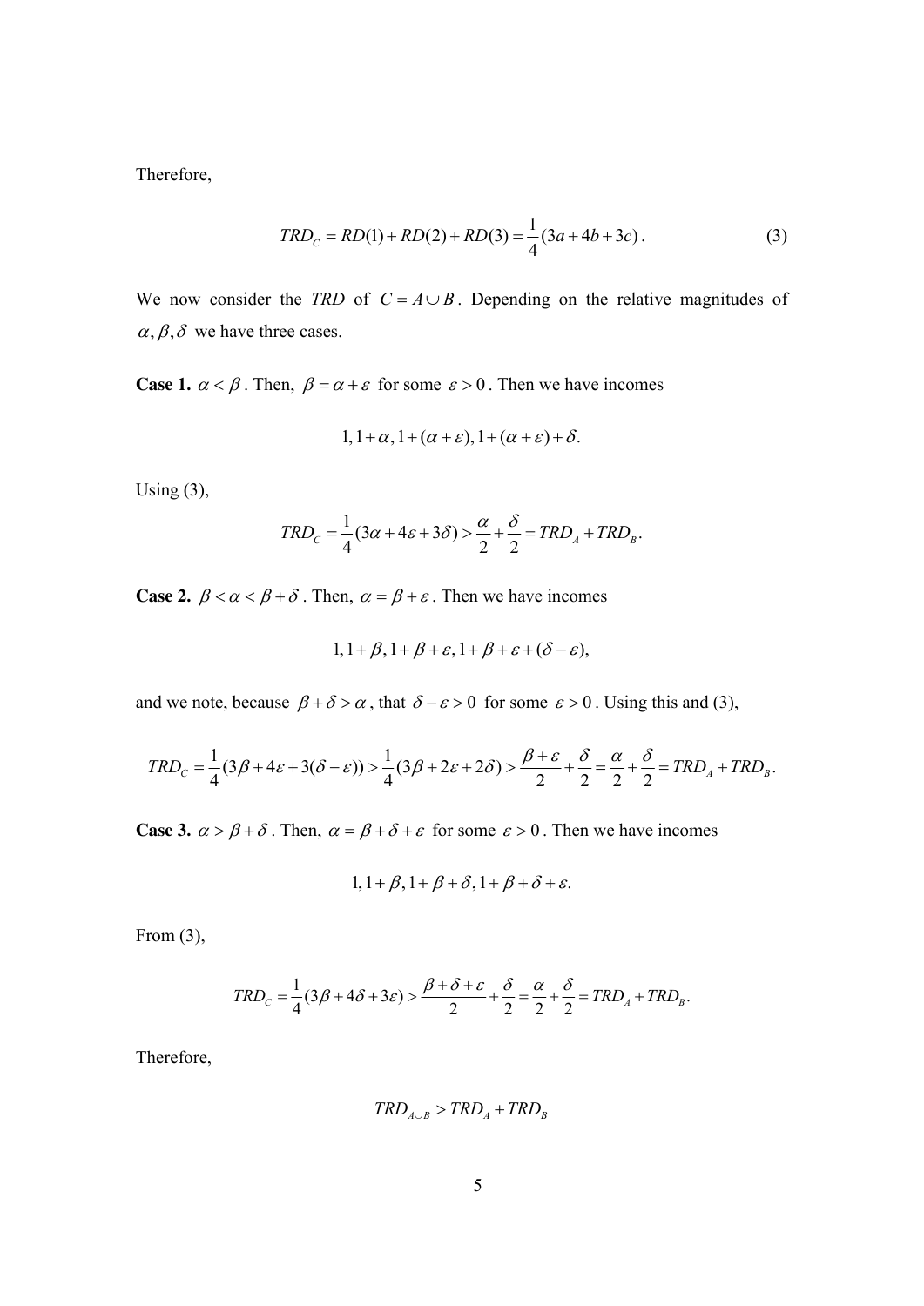Therefore,

$$TRD_C = RD(1) + RD(2) + RD(3) = \frac{1}{4}(3a + 4b + 3c)\,. \tag{3}$$

We now consider the *TRD* of $C = A \cup B$. Depending on the relative magnitudes of $\alpha, \beta, \delta$ we have three cases.

**Case 1.** $\alpha < \beta$. Then, $\beta = \alpha + \varepsilon$ for some $\varepsilon > 0$. Then we have incomes

$$1, 1+\alpha, 1+(\alpha+\varepsilon), 1+(\alpha+\varepsilon)+\delta.$$

Using (3),

$$TRD_C = \frac{1}{4}(3\alpha + 4\varepsilon + 3\delta) > \frac{\alpha}{2} + \frac{\delta}{2} = TRD_A + TRD_B.$$

**Case 2.** $\beta < \alpha < \beta + \delta$. Then, $\alpha = \beta + \varepsilon$. Then we have incomes

$$1, 1+\beta, 1+\beta+\varepsilon, 1+\beta+\varepsilon+(\delta-\varepsilon),$$

and we note, because $\beta + \delta > \alpha$, that $\delta - \varepsilon > 0$ for some $\varepsilon > 0$. Using this and (3),

$$TRD_C = \frac{1}{4}(3\beta + 4\varepsilon + 3(\delta - \varepsilon)) > \frac{1}{4}(3\beta + 2\varepsilon + 2\delta) > \frac{\beta + \varepsilon}{2} + \frac{\delta}{2} = \frac{\alpha}{2} + \frac{\delta}{2} = TRD_A + TRD_B.$$

**Case 3.** $\alpha > \beta + \delta$. Then, $\alpha = \beta + \delta + \varepsilon$ for some $\varepsilon > 0$. Then we have incomes

$$1, 1+\beta, 1+\beta+\delta, 1+\beta+\delta+\varepsilon.$$

From (3),

$$TRD_C = \frac{1}{4}(3\beta + 4\delta + 3\varepsilon) > \frac{\beta + \delta + \varepsilon}{2} + \frac{\delta}{2} = \frac{\alpha}{2} + \frac{\delta}{2} = TRD_A + TRD_B.$$

Therefore,

$$TRD_{A \cup B} > TRD_A + TRD_B$$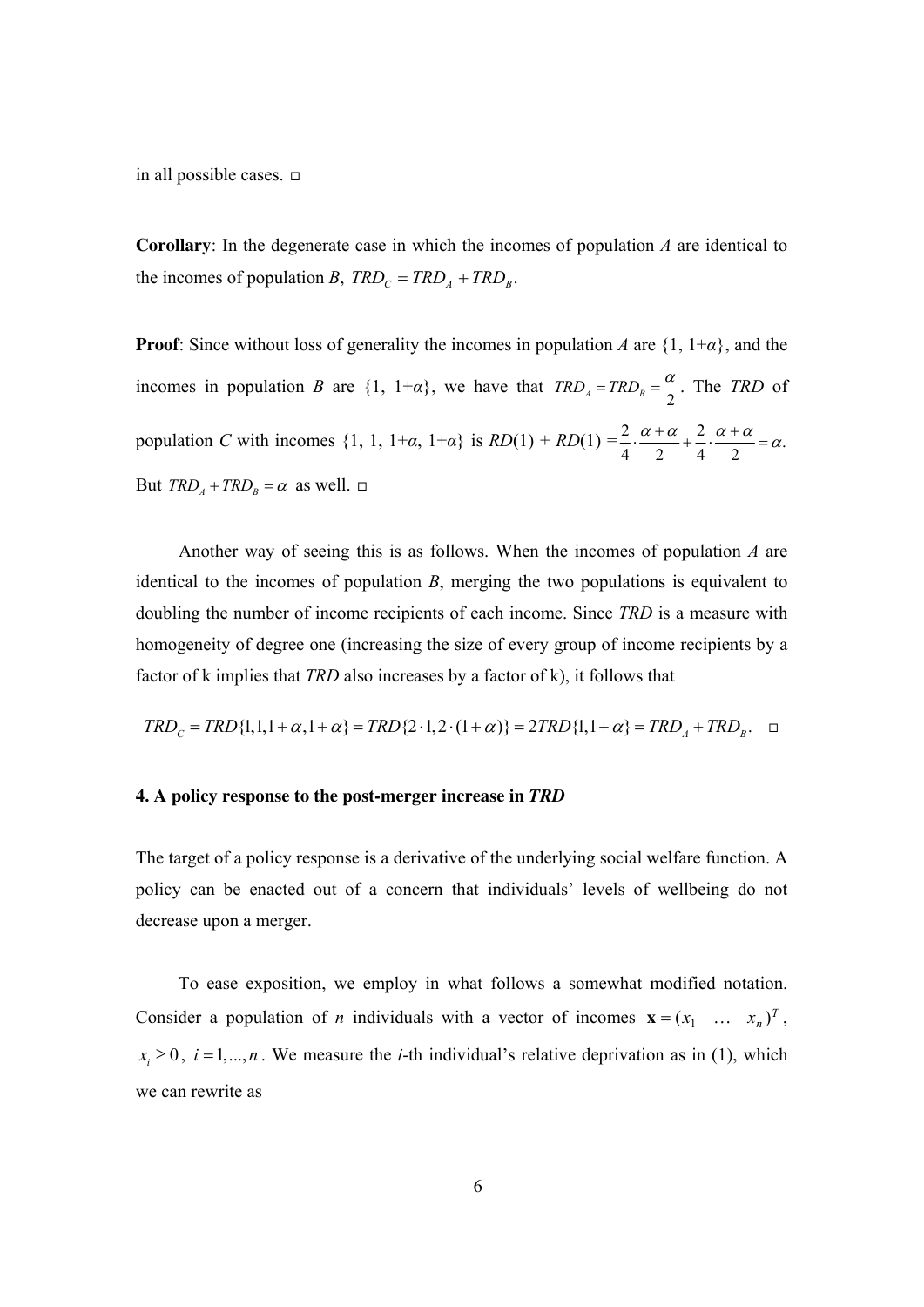in all possible cases. □

**Corollary**: In the degenerate case in which the incomes of population *A* are identical to the incomes of population *B*, $TRD_C = TRD_A + TRD_B$.

**Proof**: Since without loss of generality the incomes in population *A* are {1, 1+*α*}, and the incomes in population *B* are {1, 1+*α*}, we have that $TRD_A = TRD_B = \frac{\alpha}{2}$. The *TRD* of population *C* with incomes {1, 1, 1+*α*, 1+*α*} is *RD*(1) + *RD*(1) $= \frac{2}{4} \cdot \frac{\alpha + \alpha}{2} + \frac{2}{4} \cdot \frac{\alpha + \alpha}{2} = \alpha$. But $TRD_A + TRD_B = \alpha$ as well. □

Another way of seeing this is as follows. When the incomes of population *A* are identical to the incomes of population *B*, merging the two populations is equivalent to doubling the number of income recipients of each income. Since *TRD* is a measure with homogeneity of degree one (increasing the size of every group of income recipients by a factor of k implies that *TRD* also increases by a factor of k), it follows that

$$TRD_C = TRD\{1,1,1+\alpha,1+\alpha\} = TRD\{2 \cdot 1, 2 \cdot (1+\alpha)\} = 2TRD\{1,1+\alpha\} = TRD_A + TRD_B. \quad \square$$

## 4. A policy response to the post-merger increase in *TRD*

The target of a policy response is a derivative of the underlying social welfare function. A policy can be enacted out of a concern that individuals' levels of wellbeing do not decrease upon a merger.

To ease exposition, we employ in what follows a somewhat modified notation. Consider a population of *n* individuals with a vector of incomes $\mathbf{x} = (x_1 \quad \ldots \quad x_n)^T$, $x_i \geq 0$, $i = 1,...,n$. We measure the *i*-th individual's relative deprivation as in (1), which we can rewrite as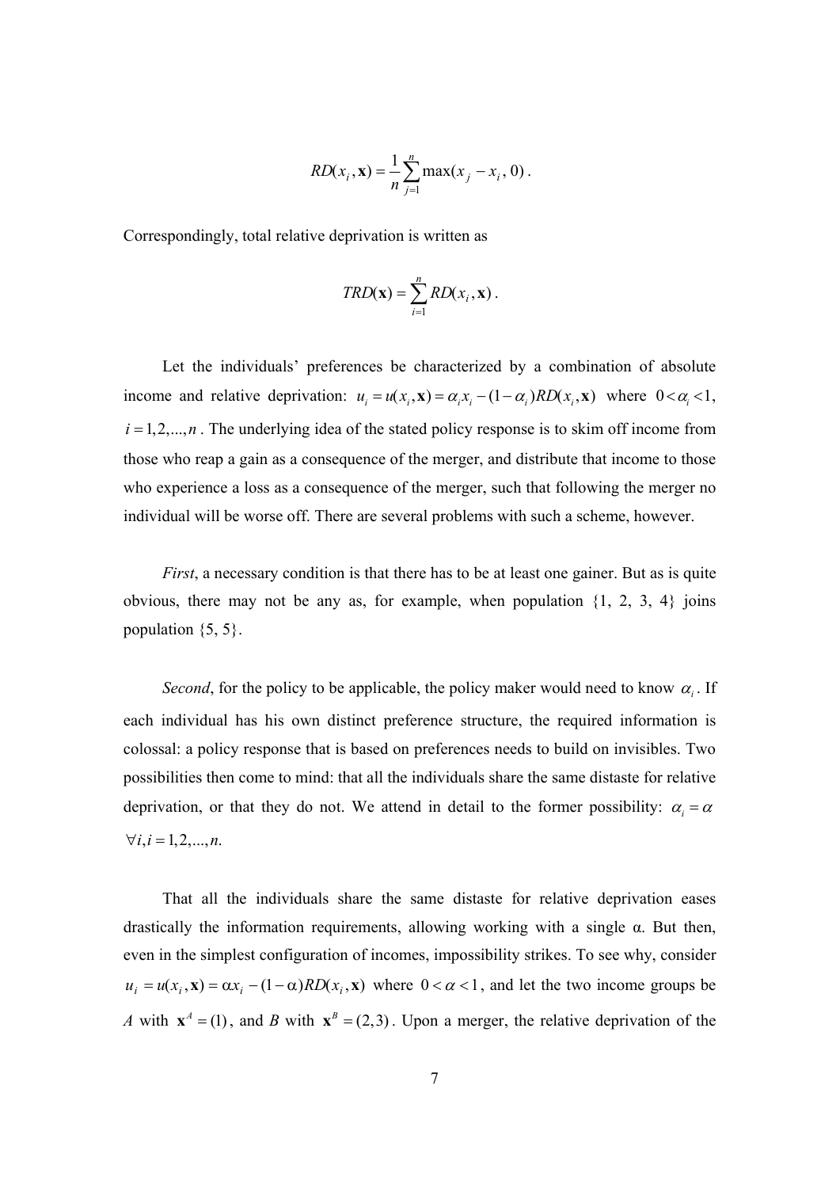$$RD(x_i, \mathbf{x}) = \frac{1}{n}\sum_{j=1}^{n} \max(x_j - x_i, 0) .$$

Correspondingly, total relative deprivation is written as

$$TRD(\mathbf{x}) = \sum_{i=1}^{n} RD(x_i, \mathbf{x}) .$$

Let the individuals' preferences be characterized by a combination of absolute income and relative deprivation: $u_i = u(x_i, \mathbf{x}) = \alpha_i x_i - (1-\alpha_i)RD(x_i, \mathbf{x})$ where $0 < \alpha_i < 1$, $i = 1, 2, ..., n$. The underlying idea of the stated policy response is to skim off income from those who reap a gain as a consequence of the merger, and distribute that income to those who experience a loss as a consequence of the merger, such that following the merger no individual will be worse off. There are several problems with such a scheme, however.

*First*, a necessary condition is that there has to be at least one gainer. But as is quite obvious, there may not be any as, for example, when population {1, 2, 3, 4} joins population {5, 5}.

*Second*, for the policy to be applicable, the policy maker would need to know $\alpha_i$. If each individual has his own distinct preference structure, the required information is colossal: a policy response that is based on preferences needs to build on invisibles. Two possibilities then come to mind: that all the individuals share the same distaste for relative deprivation, or that they do not. We attend in detail to the former possibility: $\alpha_i = \alpha$ $\forall i, i = 1, 2, ..., n.$

That all the individuals share the same distaste for relative deprivation eases drastically the information requirements, allowing working with a single α. But then, even in the simplest configuration of incomes, impossibility strikes. To see why, consider $u_i = u(x_i, \mathbf{x}) = \alpha x_i - (1-\alpha)RD(x_i, \mathbf{x})$ where $0 < \alpha < 1$, and let the two income groups be $A$ with $\mathbf{x}^A = (1)$, and $B$ with $\mathbf{x}^B = (2, 3)$. Upon a merger, the relative deprivation of the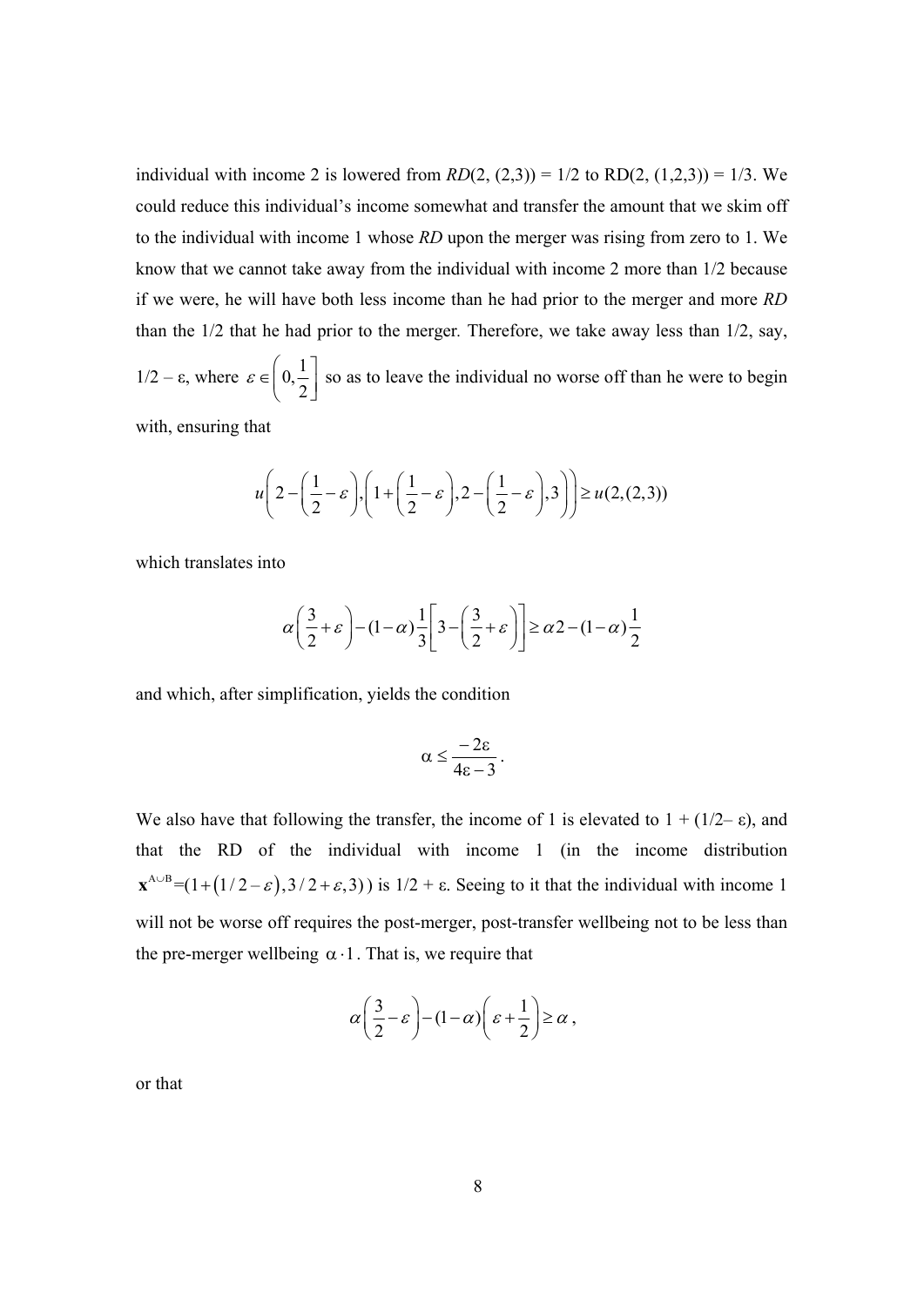individual with income 2 is lowered from $RD(2, (2,3)) = 1/2$ to $RD(2, (1,2,3)) = 1/3$. We could reduce this individual's income somewhat and transfer the amount that we skim off to the individual with income 1 whose *RD* upon the merger was rising from zero to 1. We know that we cannot take away from the individual with income 2 more than 1/2 because if we were, he will have both less income than he had prior to the merger and more *RD* than the 1/2 that he had prior to the merger. Therefore, we take away less than 1/2, say, $1/2 - \varepsilon$, where $\varepsilon \in \left(0, \frac{1}{2}\right]$ so as to leave the individual no worse off than he were to begin with, ensuring that

$$u\left(2-\left(\frac{1}{2}-\varepsilon\right),\left(1+\left(\frac{1}{2}-\varepsilon\right),2-\left(\frac{1}{2}-\varepsilon\right),3\right)\right) \geq u(2,(2,3))$$

which translates into

$$\alpha\left(\frac{3}{2}+\varepsilon\right)-(1-\alpha)\frac{1}{3}\left[3-\left(\frac{3}{2}+\varepsilon\right)\right] \geq \alpha 2-(1-\alpha)\frac{1}{2}$$

and which, after simplification, yields the condition

$$\alpha \leq \frac{-2\varepsilon}{4\varepsilon-3}.$$

We also have that following the transfer, the income of 1 is elevated to $1 + (1/2 - \varepsilon)$, and that the RD of the individual with income 1 (in the income distribution $\mathbf{x}^{A \cup B} = (1+(1/2-\varepsilon), 3/2+\varepsilon, 3)$) is $1/2 + \varepsilon$. Seeing to it that the individual with income 1 will not be worse off requires the post-merger, post-transfer wellbeing not to be less than the pre-merger wellbeing $\alpha \cdot 1$. That is, we require that

$$\alpha\left(\frac{3}{2}-\varepsilon\right)-(1-\alpha)\left(\varepsilon+\frac{1}{2}\right) \geq \alpha\,,$$

or that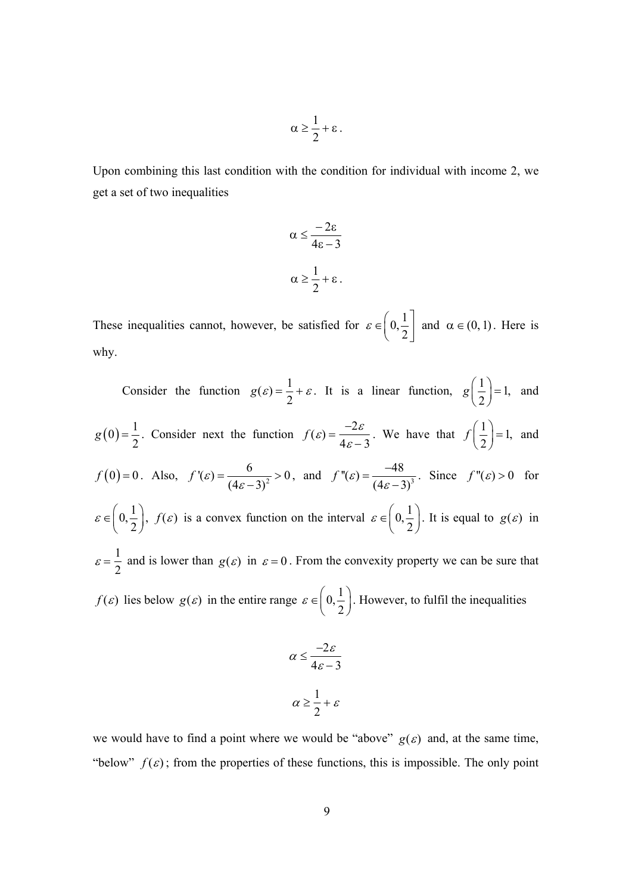$$\alpha \geq \frac{1}{2} + \varepsilon .$$

Upon combining this last condition with the condition for individual with income 2, we get a set of two inequalities

$$\alpha \leq \frac{-2\varepsilon}{4\varepsilon - 3}$$

$$\alpha \geq \frac{1}{2} + \varepsilon .$$

These inequalities cannot, however, be satisfied for $\varepsilon \in \left(0, \frac{1}{2}\right]$ and $\alpha \in (0,1)$. Here is why.

Consider the function $g(\varepsilon) = \frac{1}{2} + \varepsilon$. It is a linear function, $g\left(\frac{1}{2}\right) = 1$, and $g(0) = \frac{1}{2}$. Consider next the function $f(\varepsilon) = \frac{-2\varepsilon}{4\varepsilon - 3}$. We have that $f\left(\frac{1}{2}\right) = 1$, and $f(0) = 0$. Also, $f'(\varepsilon) = \frac{6}{(4\varepsilon - 3)^2} > 0$, and $f''(\varepsilon) = \frac{-48}{(4\varepsilon - 3)^3}$. Since $f''(\varepsilon) > 0$ for $\varepsilon \in \left(0, \frac{1}{2}\right)$, $f(\varepsilon)$ is a convex function on the interval $\varepsilon \in \left(0, \frac{1}{2}\right)$. It is equal to $g(\varepsilon)$ in $\varepsilon = \frac{1}{2}$ and is lower than $g(\varepsilon)$ in $\varepsilon = 0$. From the convexity property we can be sure that $f(\varepsilon)$ lies below $g(\varepsilon)$ in the entire range $\varepsilon \in \left(0, \frac{1}{2}\right)$. However, to fulfil the inequalities

$$\alpha \leq \frac{-2\varepsilon}{4\varepsilon - 3}$$

$$\alpha \geq \frac{1}{2} + \varepsilon$$

we would have to find a point where we would be "above" $g(\varepsilon)$ and, at the same time, "below" $f(\varepsilon)$; from the properties of these functions, this is impossible. The only point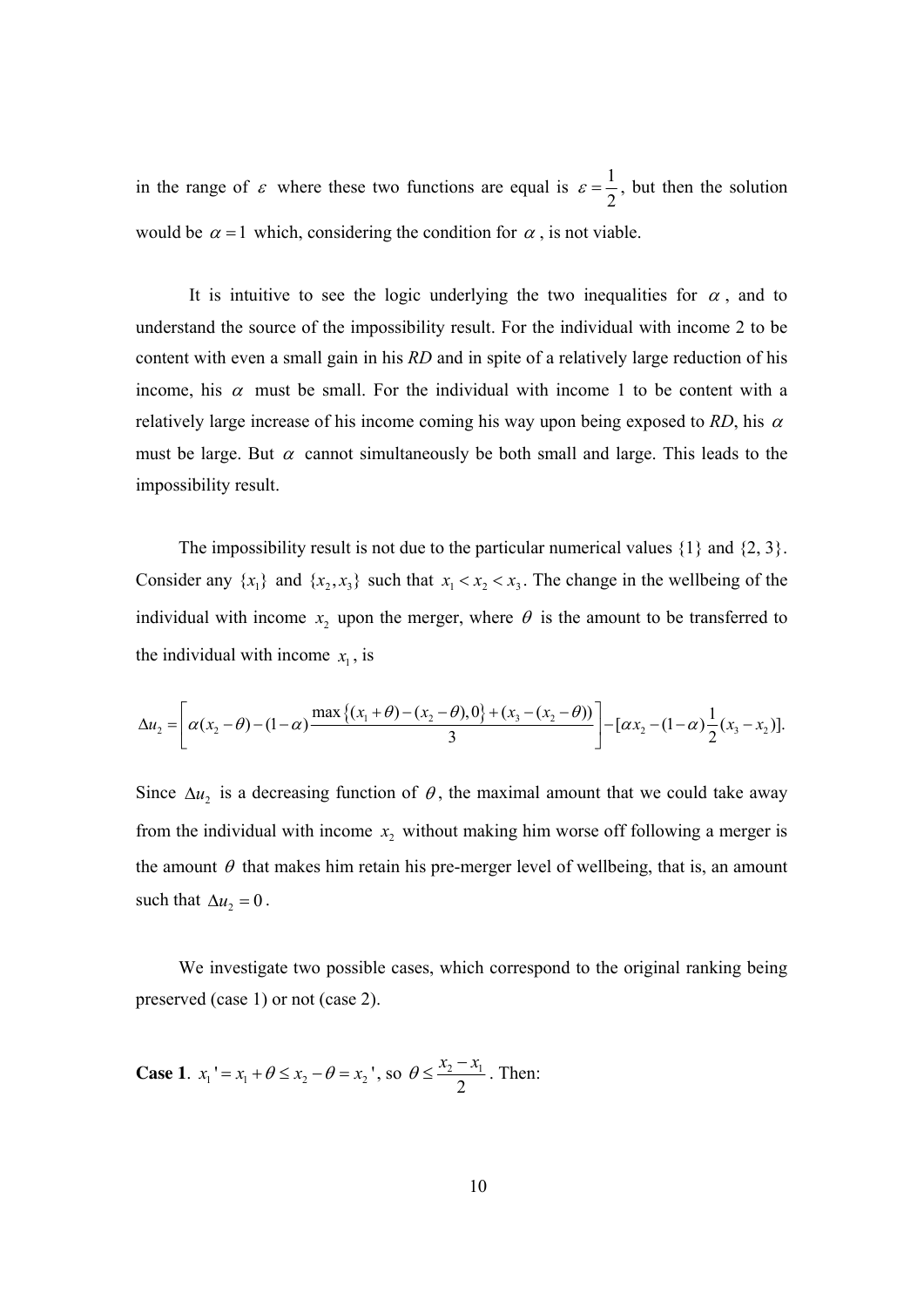in the range of $\varepsilon$ where these two functions are equal is $\varepsilon = \frac{1}{2}$, but then the solution would be $\alpha = 1$ which, considering the condition for $\alpha$, is not viable.

It is intuitive to see the logic underlying the two inequalities for $\alpha$, and to understand the source of the impossibility result. For the individual with income 2 to be content with even a small gain in his *RD* and in spite of a relatively large reduction of his income, his $\alpha$ must be small. For the individual with income 1 to be content with a relatively large increase of his income coming his way upon being exposed to *RD*, his $\alpha$ must be large. But $\alpha$ cannot simultaneously be both small and large. This leads to the impossibility result.

The impossibility result is not due to the particular numerical values {1} and {2, 3}. Consider any $\{x_1\}$ and $\{x_2, x_3\}$ such that $x_1 < x_2 < x_3$. The change in the wellbeing of the individual with income $x_2$ upon the merger, where $\theta$ is the amount to be transferred to the individual with income $x_1$, is

$$\Delta u_2 = \left[ \alpha(x_2 - \theta) - (1-\alpha)\frac{\max\{(x_1+\theta)-(x_2-\theta),0\} + (x_3 - (x_2 - \theta))}{3} \right] - [\alpha x_2 - (1-\alpha)\frac{1}{2}(x_3 - x_2)].$$

Since $\Delta u_2$ is a decreasing function of $\theta$, the maximal amount that we could take away from the individual with income $x_2$ without making him worse off following a merger is the amount $\theta$ that makes him retain his pre-merger level of wellbeing, that is, an amount such that $\Delta u_2 = 0$.

We investigate two possible cases, which correspond to the original ranking being preserved (case 1) or not (case 2).

**Case 1**. $x_1' = x_1 + \theta \le x_2 - \theta = x_2'$, so $\theta \le \frac{x_2 - x_1}{2}$. Then: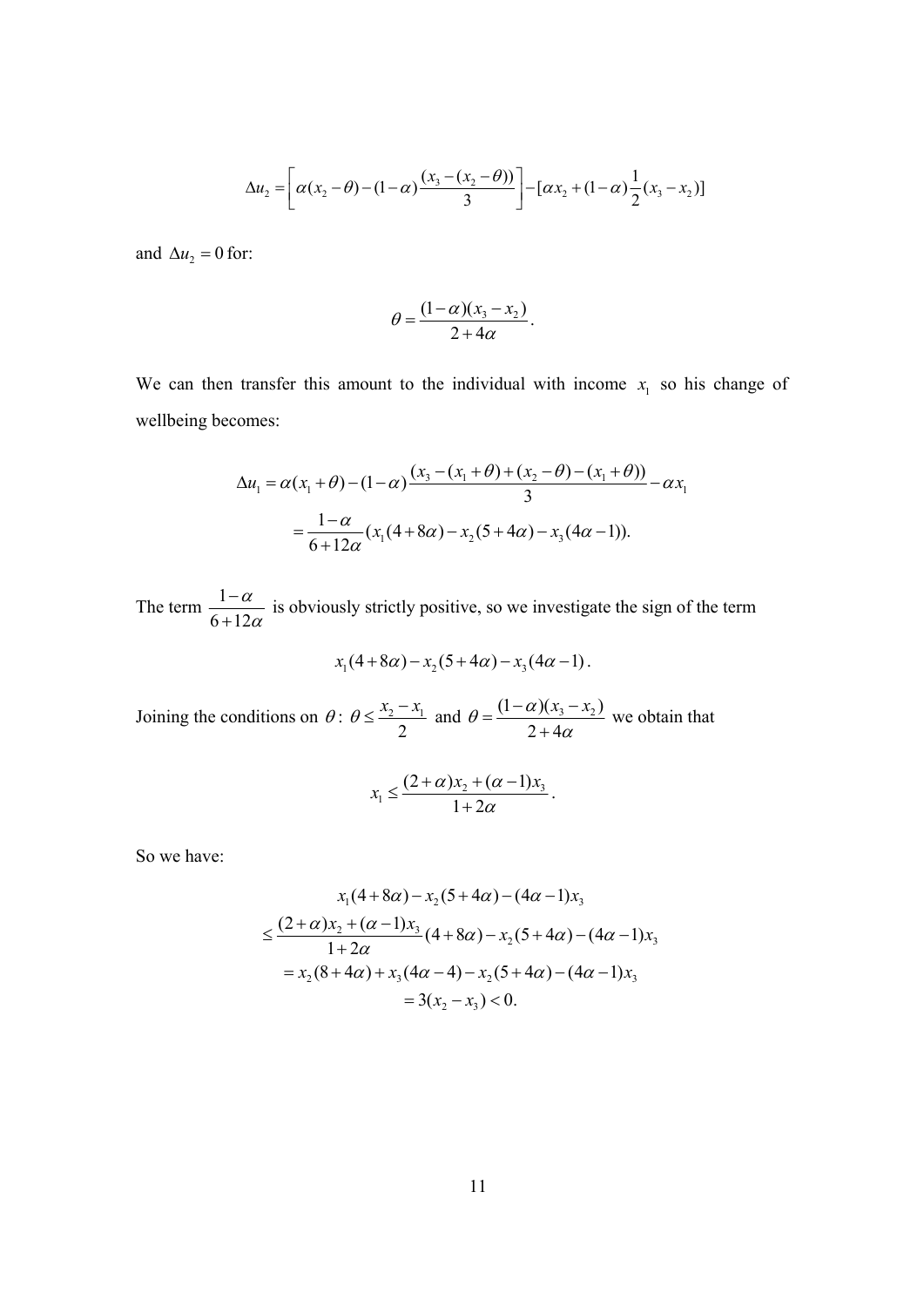$$\Delta u_2 = \left[\alpha(x_2 - \theta) - (1-\alpha)\frac{(x_3 - (x_2 - \theta))}{3}\right] - [\alpha x_2 + (1-\alpha)\frac{1}{2}(x_3 - x_2)]$$

and $\Delta u_2 = 0$ for:

$$\theta = \frac{(1-\alpha)(x_3 - x_2)}{2+4\alpha}.$$

We can then transfer this amount to the individual with income $x_1$ so his change of wellbeing becomes:

$$\begin{aligned}
\Delta u_1 &= \alpha(x_1 + \theta) - (1-\alpha)\frac{(x_3 - (x_1 + \theta) + (x_2 - \theta) - (x_1 + \theta))}{3} - \alpha x_1 \\
&= \frac{1-\alpha}{6+12\alpha}(x_1(4+8\alpha) - x_2(5+4\alpha) - x_3(4\alpha - 1)).
\end{aligned}$$

The term $\frac{1-\alpha}{6+12\alpha}$ is obviously strictly positive, so we investigate the sign of the term

$$x_1(4+8\alpha) - x_2(5+4\alpha) - x_3(4\alpha - 1).$$

Joining the conditions on $\theta$: $\theta \le \frac{x_2 - x_1}{2}$ and $\theta = \frac{(1-\alpha)(x_3 - x_2)}{2+4\alpha}$ we obtain that

$$x_1 \le \frac{(2+\alpha)x_2 + (\alpha - 1)x_3}{1+2\alpha}.$$

So we have:

$$\begin{aligned}
& x_1(4+8\alpha) - x_2(5+4\alpha) - (4\alpha - 1)x_3 \\
\le\ & \frac{(2+\alpha)x_2 + (\alpha - 1)x_3}{1+2\alpha}(4+8\alpha) - x_2(5+4\alpha) - (4\alpha - 1)x_3 \\
=\ & x_2(8+4\alpha) + x_3(4\alpha - 4) - x_2(5+4\alpha) - (4\alpha - 1)x_3 \\
=\ & 3(x_2 - x_3) < 0.
\end{aligned}$$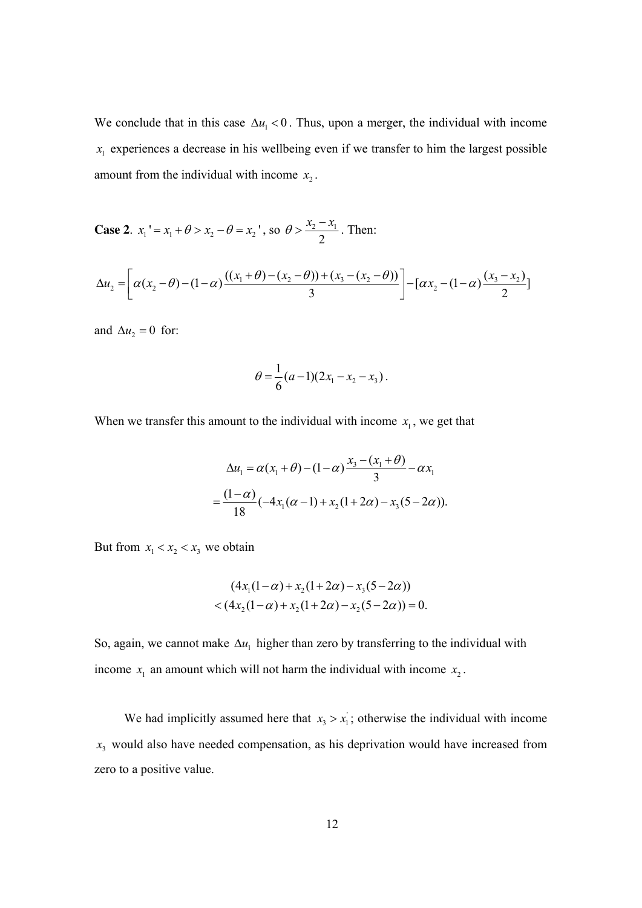We conclude that in this case $\Delta u_1 < 0$. Thus, upon a merger, the individual with income $x_1$ experiences a decrease in his wellbeing even if we transfer to him the largest possible amount from the individual with income $x_2$.

**Case 2**. $x_1' = x_1 + \theta > x_2 - \theta = x_2'$, so $\theta > \dfrac{x_2 - x_1}{2}$. Then:

$$\Delta u_2 = \left[ \alpha(x_2 - \theta) - (1-\alpha)\frac{((x_1+\theta)-(x_2-\theta))+(x_3-(x_2-\theta))}{3} \right] - [\alpha x_2 - (1-\alpha)\frac{(x_3 - x_2)}{2}]$$

and $\Delta u_2 = 0$ for:

$$\theta = \frac{1}{6}(a-1)(2x_1 - x_2 - x_3).$$

When we transfer this amount to the individual with income $x_1$, we get that

$$\begin{aligned}\Delta u_1 &= \alpha(x_1+\theta) - (1-\alpha)\frac{x_3 - (x_1+\theta)}{3} - \alpha x_1 \\ &= \frac{(1-\alpha)}{18}(-4x_1(\alpha-1) + x_2(1+2\alpha) - x_3(5-2\alpha)).\end{aligned}$$

But from $x_1 < x_2 < x_3$ we obtain

$$\begin{aligned}&(4x_1(1-\alpha) + x_2(1+2\alpha) - x_3(5-2\alpha)) \\ &< (4x_2(1-\alpha) + x_2(1+2\alpha) - x_2(5-2\alpha)) = 0.\end{aligned}$$

So, again, we cannot make $\Delta u_1$ higher than zero by transferring to the individual with income $x_1$ an amount which will not harm the individual with income $x_2$.

We had implicitly assumed here that $x_3 > x_1^{'}$; otherwise the individual with income $x_3$ would also have needed compensation, as his deprivation would have increased from zero to a positive value.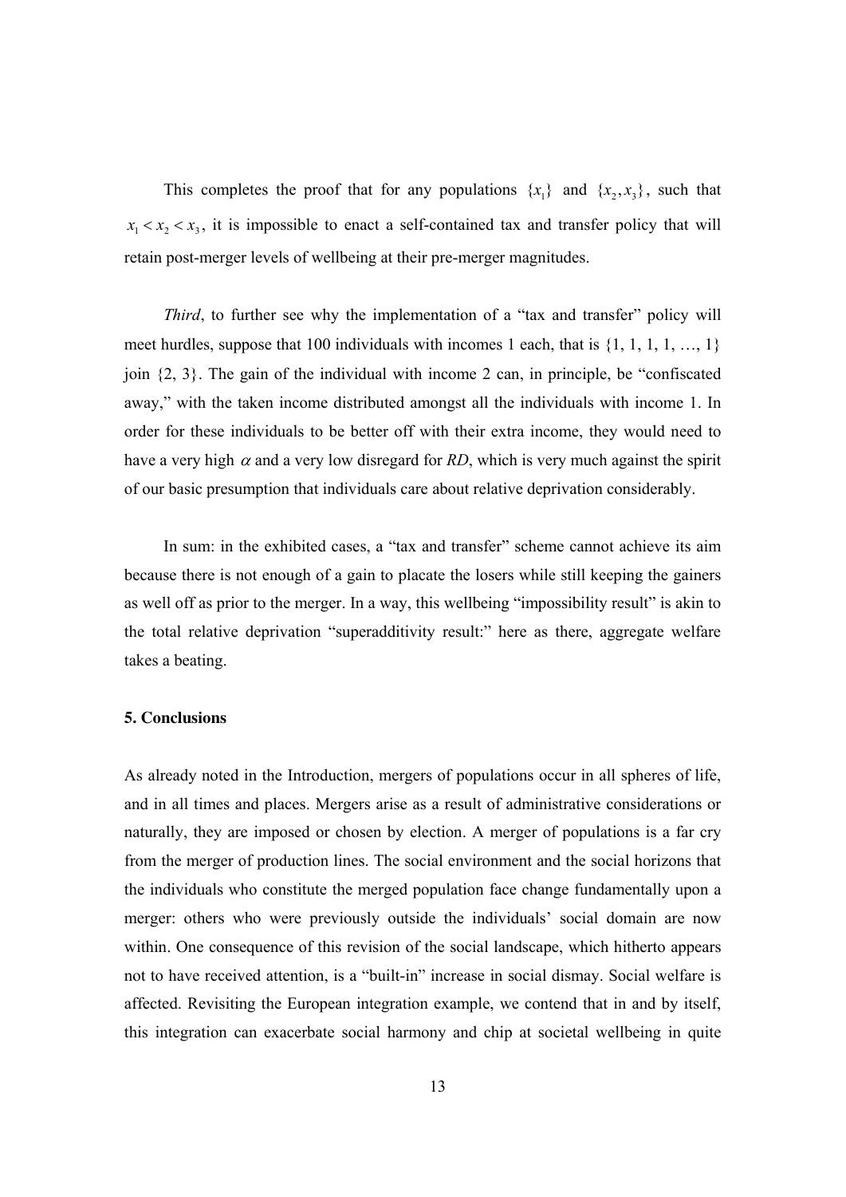This completes the proof that for any populations $\{x_1\}$ and $\{x_2, x_3\}$, such that $x_1 < x_2 < x_3$, it is impossible to enact a self-contained tax and transfer policy that will retain post-merger levels of wellbeing at their pre-merger magnitudes.

*Third*, to further see why the implementation of a "tax and transfer" policy will meet hurdles, suppose that 100 individuals with incomes 1 each, that is {1, 1, 1, 1, …, 1} join {2, 3}. The gain of the individual with income 2 can, in principle, be "confiscated away," with the taken income distributed amongst all the individuals with income 1. In order for these individuals to be better off with their extra income, they would need to have a very high $\alpha$ and a very low disregard for *RD*, which is very much against the spirit of our basic presumption that individuals care about relative deprivation considerably.

In sum: in the exhibited cases, a "tax and transfer" scheme cannot achieve its aim because there is not enough of a gain to placate the losers while still keeping the gainers as well off as prior to the merger. In a way, this wellbeing "impossibility result" is akin to the total relative deprivation "superadditivity result:" here as there, aggregate welfare takes a beating.

**5. Conclusions**

As already noted in the Introduction, mergers of populations occur in all spheres of life, and in all times and places. Mergers arise as a result of administrative considerations or naturally, they are imposed or chosen by election. A merger of populations is a far cry from the merger of production lines. The social environment and the social horizons that the individuals who constitute the merged population face change fundamentally upon a merger: others who were previously outside the individuals' social domain are now within. One consequence of this revision of the social landscape, which hitherto appears not to have received attention, is a "built-in" increase in social dismay. Social welfare is affected. Revisiting the European integration example, we contend that in and by itself, this integration can exacerbate social harmony and chip at societal wellbeing in quite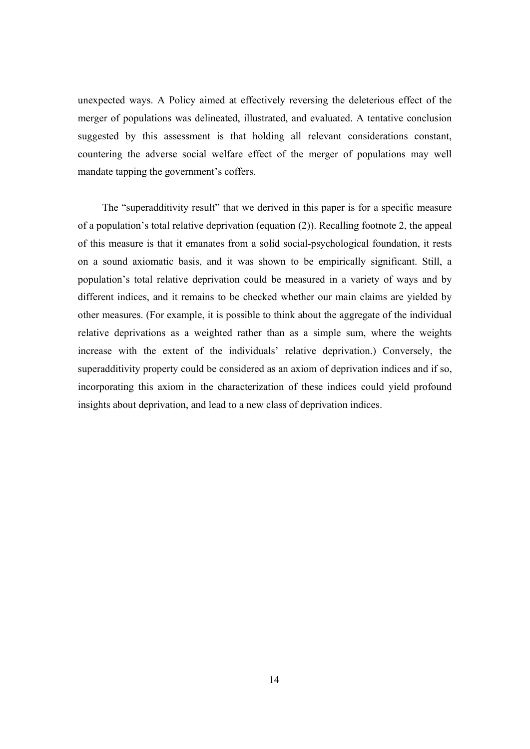unexpected ways. A Policy aimed at effectively reversing the deleterious effect of the merger of populations was delineated, illustrated, and evaluated. A tentative conclusion suggested by this assessment is that holding all relevant considerations constant, countering the adverse social welfare effect of the merger of populations may well mandate tapping the government's coffers.

The "superadditivity result" that we derived in this paper is for a specific measure of a population's total relative deprivation (equation (2)). Recalling footnote 2, the appeal of this measure is that it emanates from a solid social-psychological foundation, it rests on a sound axiomatic basis, and it was shown to be empirically significant. Still, a population's total relative deprivation could be measured in a variety of ways and by different indices, and it remains to be checked whether our main claims are yielded by other measures. (For example, it is possible to think about the aggregate of the individual relative deprivations as a weighted rather than as a simple sum, where the weights increase with the extent of the individuals' relative deprivation.) Conversely, the superadditivity property could be considered as an axiom of deprivation indices and if so, incorporating this axiom in the characterization of these indices could yield profound insights about deprivation, and lead to a new class of deprivation indices.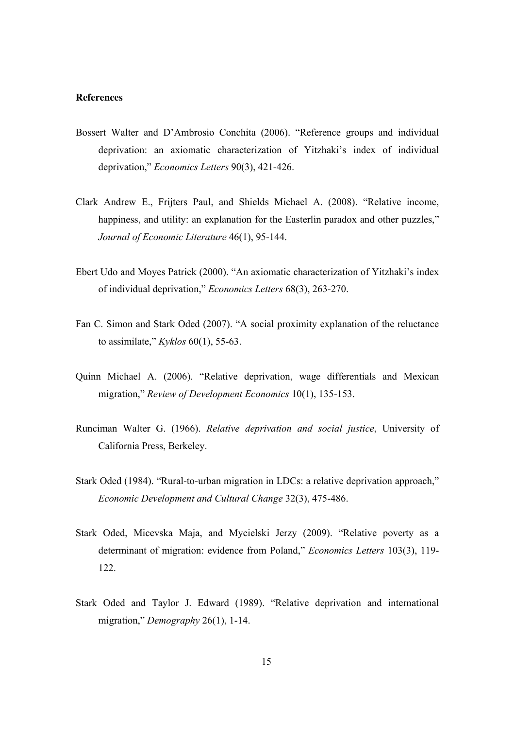**References**

Bossert Walter and D'Ambrosio Conchita (2006). "Reference groups and individual deprivation: an axiomatic characterization of Yitzhaki's index of individual deprivation," *Economics Letters* 90(3), 421-426.

Clark Andrew E., Frijters Paul, and Shields Michael A. (2008). "Relative income, happiness, and utility: an explanation for the Easterlin paradox and other puzzles," *Journal of Economic Literature* 46(1), 95-144.

Ebert Udo and Moyes Patrick (2000). "An axiomatic characterization of Yitzhaki's index of individual deprivation," *Economics Letters* 68(3), 263-270.

Fan C. Simon and Stark Oded (2007). "A social proximity explanation of the reluctance to assimilate," *Kyklos* 60(1), 55-63.

Quinn Michael A. (2006). "Relative deprivation, wage differentials and Mexican migration," *Review of Development Economics* 10(1), 135-153.

Runciman Walter G. (1966). *Relative deprivation and social justice*, University of California Press, Berkeley.

Stark Oded (1984). "Rural-to-urban migration in LDCs: a relative deprivation approach," *Economic Development and Cultural Change* 32(3), 475-486.

Stark Oded, Micevska Maja, and Mycielski Jerzy (2009). "Relative poverty as a determinant of migration: evidence from Poland," *Economics Letters* 103(3), 119-122.

Stark Oded and Taylor J. Edward (1989). "Relative deprivation and international migration," *Demography* 26(1), 1-14.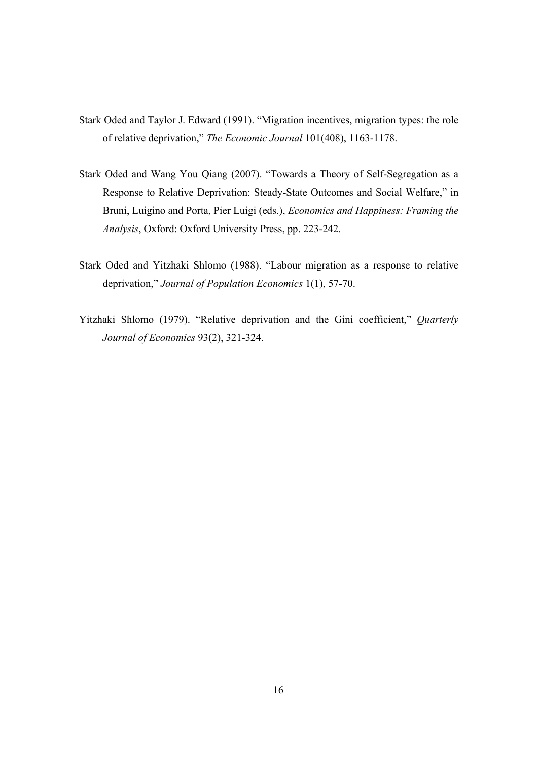Stark Oded and Taylor J. Edward (1991). "Migration incentives, migration types: the role of relative deprivation," *The Economic Journal* 101(408), 1163-1178.

Stark Oded and Wang You Qiang (2007). "Towards a Theory of Self-Segregation as a Response to Relative Deprivation: Steady-State Outcomes and Social Welfare," in Bruni, Luigino and Porta, Pier Luigi (eds.), *Economics and Happiness: Framing the Analysis*, Oxford: Oxford University Press, pp. 223-242.

Stark Oded and Yitzhaki Shlomo (1988). "Labour migration as a response to relative deprivation," *Journal of Population Economics* 1(1), 57-70.

Yitzhaki Shlomo (1979). "Relative deprivation and the Gini coefficient," *Quarterly Journal of Economics* 93(2), 321-324.